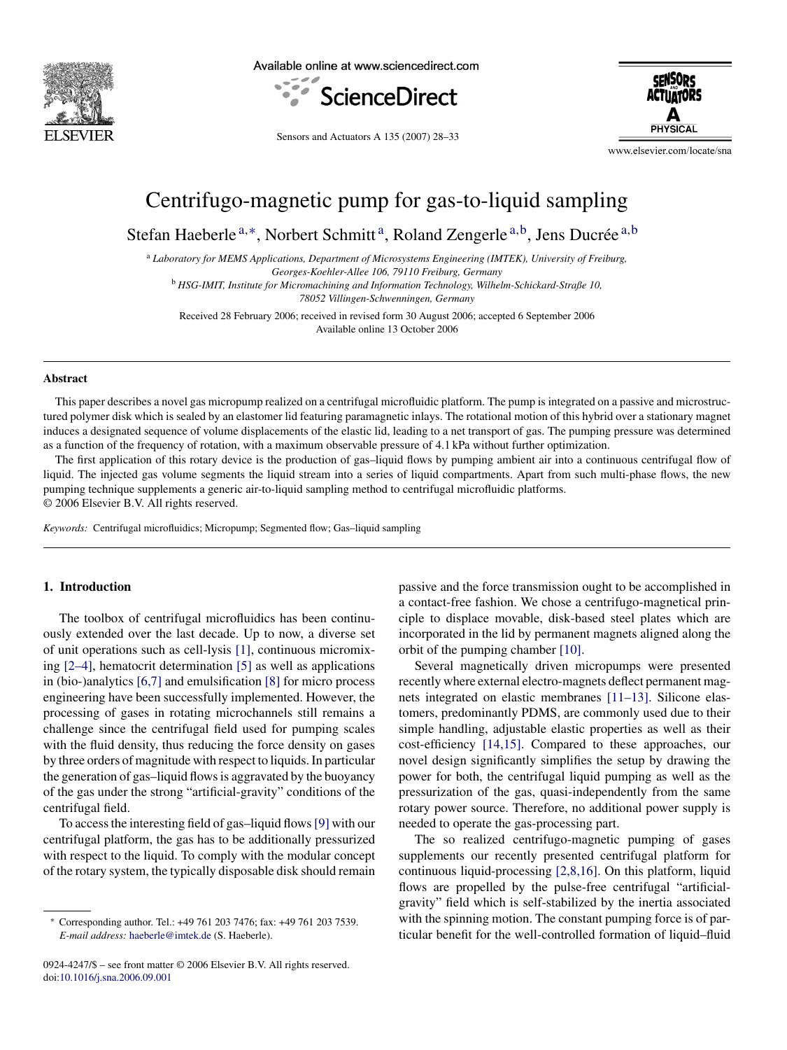# Centrifugo-magnetic pump for gas-to-liquid sampling

Stefan Haeberle[a,*], Norbert Schmitt[a], Roland Zengerle[a,b], Jens Ducrée[a,b]

[a] *Laboratory for MEMS Applications, Department of Microsystems Engineering (IMTEK), University of Freiburg, Georges-Koehler-Allee 106, 79110 Freiburg, Germany*

[b] *HSG-IMIT, Institute for Micromachining and Information Technology, Wilhelm-Schickard-Straße 10, 78052 Villingen-Schwenningen, Germany*

Received 28 February 2006; received in revised form 30 August 2006; accepted 6 September 2006
Available online 13 October 2006

## Abstract

This paper describes a novel gas micropump realized on a centrifugal microfluidic platform. The pump is integrated on a passive and microstructured polymer disk which is sealed by an elastomer lid featuring paramagnetic inlays. The rotational motion of this hybrid over a stationary magnet induces a designated sequence of volume displacements of the elastic lid, leading to a net transport of gas. The pumping pressure was determined as a function of the frequency of rotation, with a maximum observable pressure of 4.1 kPa without further optimization.

The first application of this rotary device is the production of gas–liquid flows by pumping ambient air into a continuous centrifugal flow of liquid. The injected gas volume segments the liquid stream into a series of liquid compartments. Apart from such multi-phase flows, the new pumping technique supplements a generic air-to-liquid sampling method to centrifugal microfluidic platforms.

© 2006 Elsevier B.V. All rights reserved.

*Keywords:* Centrifugal microfluidics; Micropump; Segmented flow; Gas–liquid sampling

## 1. Introduction

The toolbox of centrifugal microfluidics has been continuously extended over the last decade. Up to now, a diverse set of unit operations such as cell-lysis [1], continuous micromixing [2–4], hematocrit determination [5] as well as applications in (bio-)analytics [6,7] and emulsification [8] for micro process engineering have been successfully implemented. However, the processing of gases in rotating microchannels still remains a challenge since the centrifugal field used for pumping scales with the fluid density, thus reducing the force density on gases by three orders of magnitude with respect to liquids. In particular the generation of gas–liquid flows is aggravated by the buoyancy of the gas under the strong "artificial-gravity" conditions of the centrifugal field.

To access the interesting field of gas–liquid flows [9] with our centrifugal platform, the gas has to be additionally pressurized with respect to the liquid. To comply with the modular concept of the rotary system, the typically disposable disk should remain passive and the force transmission ought to be accomplished in a contact-free fashion. We chose a centrifugo-magnetical principle to displace movable, disk-based steel plates which are incorporated in the lid by permanent magnets aligned along the orbit of the pumping chamber [10].

Several magnetically driven micropumps were presented recently where external electro-magnets deflect permanent magnets integrated on elastic membranes [11–13]. Silicone elastomers, predominantly PDMS, are commonly used due to their simple handling, adjustable elastic properties as well as their cost-efficiency [14,15]. Compared to these approaches, our novel design significantly simplifies the setup by drawing the power for both, the centrifugal liquid pumping as well as the pressurization of the gas, quasi-independently from the same rotary power source. Therefore, no additional power supply is needed to operate the gas-processing part.

The so realized centrifugo-magnetic pumping of gases supplements our recently presented centrifugal platform for continuous liquid-processing [2,8,16]. On this platform, liquid flows are propelled by the pulse-free centrifugal "artificial-gravity" field which is self-stabilized by the inertia associated with the spinning motion. The constant pumping force is of particular benefit for the well-controlled formation of liquid–fluid

* Corresponding author. Tel.: +49 761 203 7476; fax: +49 761 203 7539.
*E-mail address:* haeberle@imtek.de (S. Haeberle).

0924-4247/$ – see front matter © 2006 Elsevier B.V. All rights reserved.
doi:10.1016/j.sna.2006.09.001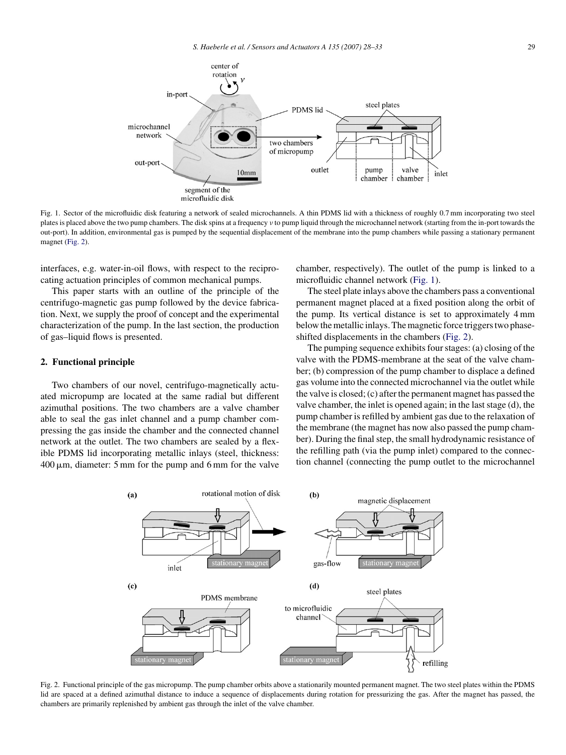Fig. 1. Sector of the microfluidic disk featuring a network of sealed microchannels. A thin PDMS lid with a thickness of roughly 0.7 mm incorporating two steel plates is placed above the two pump chambers. The disk spins at a frequency $\nu$ to pump liquid through the microchannel network (starting from the in-port towards the out-port). In addition, environmental gas is pumped by the sequential displacement of the membrane into the pump chambers while passing a stationary permanent magnet (Fig. 2).

interfaces, e.g. water-in-oil flows, with respect to the reciprocating actuation principles of common mechanical pumps.

This paper starts with an outline of the principle of the centrifugo-magnetic gas pump followed by the device fabrication. Next, we supply the proof of concept and the experimental characterization of the pump. In the last section, the production of gas–liquid flows is presented.

## 2. Functional principle

Two chambers of our novel, centrifugo-magnetically actuated micropump are located at the same radial but different azimuthal positions. The two chambers are a valve chamber able to seal the gas inlet channel and a pump chamber compressing the gas inside the chamber and the connected channel network at the outlet. The two chambers are sealed by a flexible PDMS lid incorporating metallic inlays (steel, thickness: 400 μm, diameter: 5 mm for the pump and 6 mm for the valve chamber, respectively). The outlet of the pump is linked to a microfluidic channel network (Fig. 1).

The steel plate inlays above the chambers pass a conventional permanent magnet placed at a fixed position along the orbit of the pump. Its vertical distance is set to approximately 4 mm below the metallic inlays. The magnetic force triggers two phase-shifted displacements in the chambers (Fig. 2).

The pumping sequence exhibits four stages: (a) closing of the valve with the PDMS-membrane at the seat of the valve chamber; (b) compression of the pump chamber to displace a defined gas volume into the connected microchannel via the outlet while the valve is closed; (c) after the permanent magnet has passed the valve chamber, the inlet is opened again; in the last stage (d), the pump chamber is refilled by ambient gas due to the relaxation of the membrane (the magnet has now also passed the pump chamber). During the final step, the small hydrodynamic resistance of the refilling path (via the pump inlet) compared to the connection channel (connecting the pump outlet to the microchannel

Fig. 2. Functional principle of the gas micropump. The pump chamber orbits above a stationarily mounted permanent magnet. The two steel plates within the PDMS lid are spaced at a defined azimuthal distance to induce a sequence of displacements during rotation for pressurizing the gas. After the magnet has passed, the chambers are primarily replenished by ambient gas through the inlet of the valve chamber.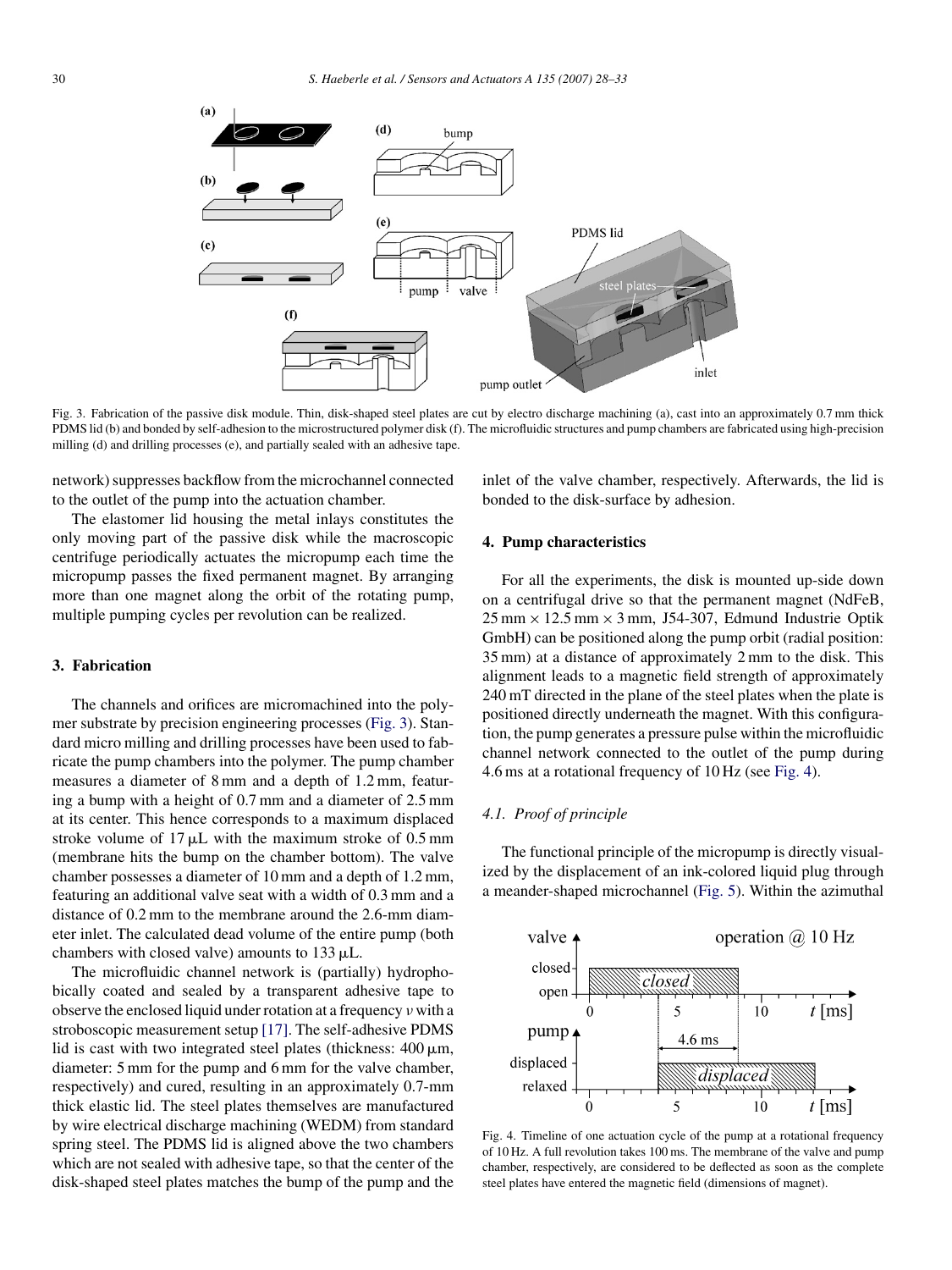Fig. 3. Fabrication of the passive disk module. Thin, disk-shaped steel plates are cut by electro discharge machining (a), cast into an approximately 0.7 mm thick PDMS lid (b) and bonded by self-adhesion to the microstructured polymer disk (f). The microfluidic structures and pump chambers are fabricated using high-precision milling (d) and drilling processes (e), and partially sealed with an adhesive tape.

network) suppresses backflow from the microchannel connected to the outlet of the pump into the actuation chamber.

The elastomer lid housing the metal inlays constitutes the only moving part of the passive disk while the macroscopic centrifuge periodically actuates the micropump each time the micropump passes the fixed permanent magnet. By arranging more than one magnet along the orbit of the rotating pump, multiple pumping cycles per revolution can be realized.

## 3. Fabrication

The channels and orifices are micromachined into the polymer substrate by precision engineering processes (Fig. 3). Standard micro milling and drilling processes have been used to fabricate the pump chambers into the polymer. The pump chamber measures a diameter of 8 mm and a depth of 1.2 mm, featuring a bump with a height of 0.7 mm and a diameter of 2.5 mm at its center. This hence corresponds to a maximum displaced stroke volume of 17 μL with the maximum stroke of 0.5 mm (membrane hits the bump on the chamber bottom). The valve chamber possesses a diameter of 10 mm and a depth of 1.2 mm, featuring an additional valve seat with a width of 0.3 mm and a distance of 0.2 mm to the membrane around the 2.6-mm diameter inlet. The calculated dead volume of the entire pump (both chambers with closed valve) amounts to 133 μL.

The microfluidic channel network is (partially) hydrophobically coated and sealed by a transparent adhesive tape to observe the enclosed liquid under rotation at a frequency $\nu$ with a stroboscopic measurement setup [17]. The self-adhesive PDMS lid is cast with two integrated steel plates (thickness: 400 μm, diameter: 5 mm for the pump and 6 mm for the valve chamber, respectively) and cured, resulting in an approximately 0.7-mm thick elastic lid. The steel plates themselves are manufactured by wire electrical discharge machining (WEDM) from standard spring steel. The PDMS lid is aligned above the two chambers which are not sealed with adhesive tape, so that the center of the disk-shaped steel plates matches the bump of the pump and the inlet of the valve chamber, respectively. Afterwards, the lid is bonded to the disk-surface by adhesion.

## 4. Pump characteristics

For all the experiments, the disk is mounted up-side down on a centrifugal drive so that the permanent magnet (NdFeB, 25 mm × 12.5 mm × 3 mm, J54-307, Edmund Industrie Optik GmbH) can be positioned along the pump orbit (radial position: 35 mm) at a distance of approximately 2 mm to the disk. This alignment leads to a magnetic field strength of approximately 240 mT directed in the plane of the steel plates when the plate is positioned directly underneath the magnet. With this configuration, the pump generates a pressure pulse within the microfluidic channel network connected to the outlet of the pump during 4.6 ms at a rotational frequency of 10 Hz (see Fig. 4).

### 4.1. Proof of principle

The functional principle of the micropump is directly visualized by the displacement of an ink-colored liquid plug through a meander-shaped microchannel (Fig. 5). Within the azimuthal

Fig. 4. Timeline of one actuation cycle of the pump at a rotational frequency of 10 Hz. A full revolution takes 100 ms. The membrane of the valve and pump chamber, respectively, are considered to be deflected as soon as the complete steel plates have entered the magnetic field (dimensions of magnet).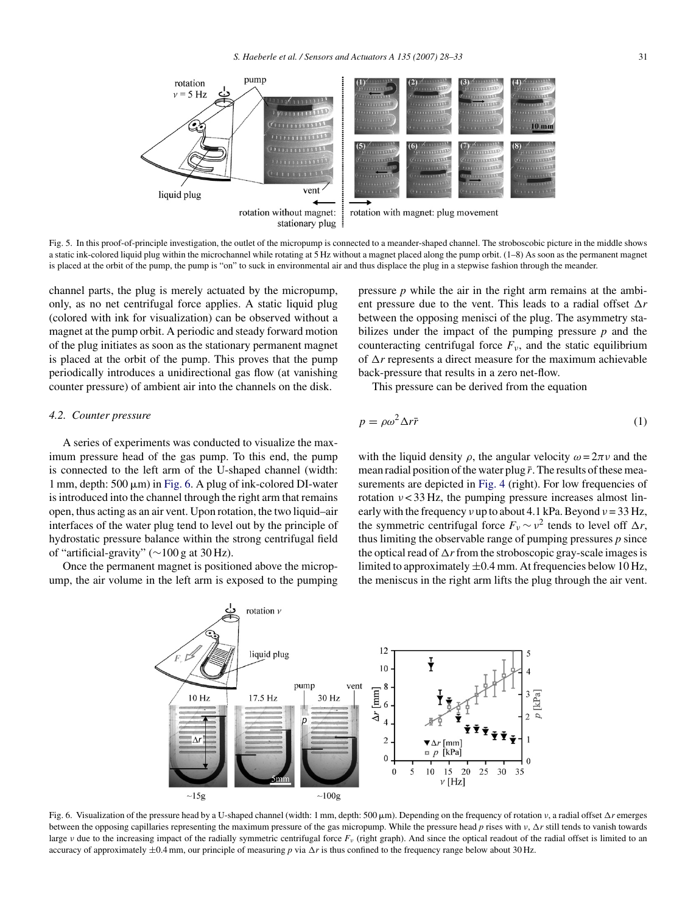Fig. 5. In this proof-of-principle investigation, the outlet of the micropump is connected to a meander-shaped channel. The stroboscopic picture in the middle shows a static ink-colored liquid plug within the microchannel while rotating at 5 Hz without a magnet placed along the pump orbit. (1–8) As soon as the permanent magnet is placed at the orbit of the pump, the pump is "on" to suck in environmental air and thus displace the plug in a stepwise fashion through the meander.

channel parts, the plug is merely actuated by the micropump, only, as no net centrifugal force applies. A static liquid plug (colored with ink for visualization) can be observed without a magnet at the pump orbit. A periodic and steady forward motion of the plug initiates as soon as the stationary permanent magnet is placed at the orbit of the pump. This proves that the pump periodically introduces a unidirectional gas flow (at vanishing counter pressure) of ambient air into the channels on the disk.

### 4.2. Counter pressure

A series of experiments was conducted to visualize the maximum pressure head of the gas pump. To this end, the pump is connected to the left arm of the U-shaped channel (width: 1 mm, depth: 500 μm) in Fig. 6. A plug of ink-colored DI-water is introduced into the channel through the right arm that remains open, thus acting as an air vent. Upon rotation, the two liquid–air interfaces of the water plug tend to level out by the principle of hydrostatic pressure balance within the strong centrifugal field of "artificial-gravity" (∼100 g at 30 Hz).

Once the permanent magnet is positioned above the micropump, the air volume in the left arm is exposed to the pumping pressure $p$ while the air in the right arm remains at the ambient pressure due to the vent. This leads to a radial offset $\Delta r$ between the opposing menisci of the plug. The asymmetry stabilizes under the impact of the pumping pressure $p$ and the counteracting centrifugal force $F_\nu$, and the static equilibrium of $\Delta r$ represents a direct measure for the maximum achievable back-pressure that results in a zero net-flow.

This pressure can be derived from the equation

$$p = \rho\omega^2 \Delta r \bar{r} \tag{1}$$

with the liquid density $\rho$, the angular velocity $\omega = 2\pi\nu$ and the mean radial position of the water plug $\bar{r}$. The results of these measurements are depicted in Fig. 4 (right). For low frequencies of rotation $\nu < 33$ Hz, the pumping pressure increases almost linearly with the frequency $\nu$ up to about 4.1 kPa. Beyond $\nu = 33$ Hz, the symmetric centrifugal force $F_\nu \sim \nu^2$ tends to level off $\Delta r$, thus limiting the observable range of pumping pressures $p$ since the optical read of $\Delta r$ from the stroboscopic gray-scale images is limited to approximately ±0.4 mm. At frequencies below 10 Hz, the meniscus in the right arm lifts the plug through the air vent.

Fig. 6. Visualization of the pressure head by a U-shaped channel (width: 1 mm, depth: 500 μm). Depending on the frequency of rotation $\nu$, a radial offset $\Delta r$ emerges between the opposing capillaries representing the maximum pressure of the gas micropump. While the pressure head $p$ rises with $\nu$, $\Delta r$ still tends to vanish towards large $\nu$ due to the increasing impact of the radially symmetric centrifugal force $F_\nu$ (right graph). And since the optical readout of the radial offset is limited to an accuracy of approximately ±0.4 mm, our principle of measuring $p$ via $\Delta r$ is thus confined to the frequency range below about 30 Hz.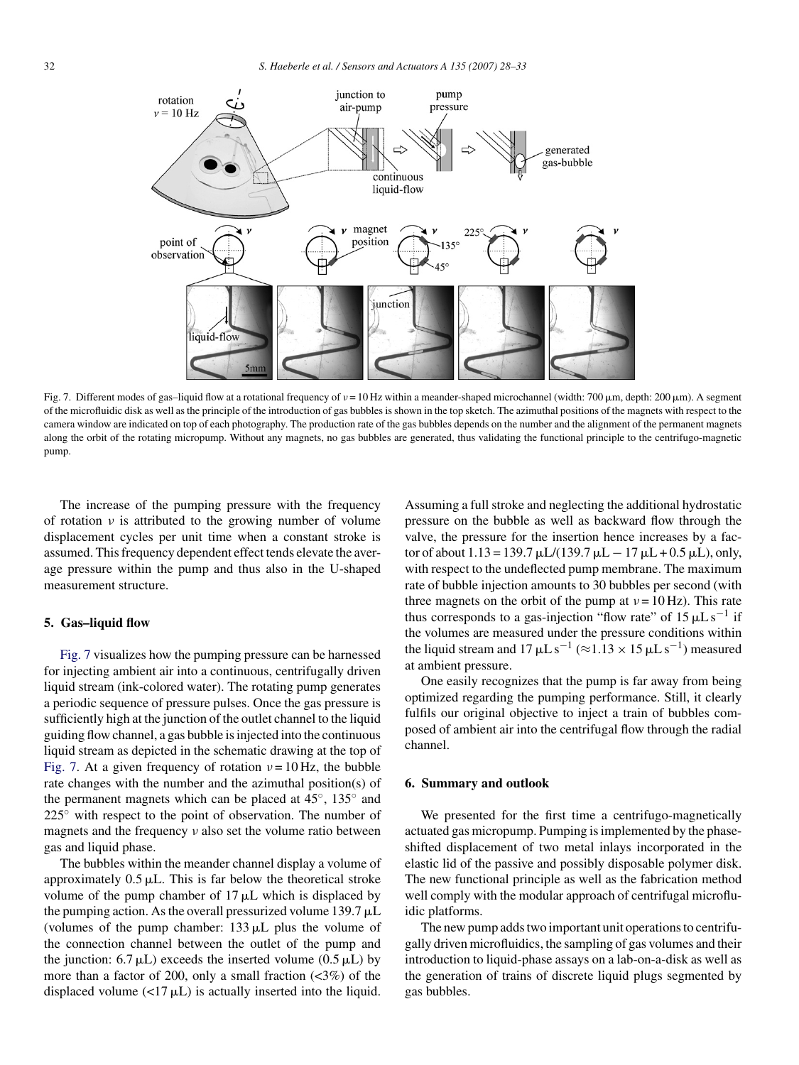Fig. 7. Different modes of gas–liquid flow at a rotational frequency of $\nu = 10$ Hz within a meander-shaped microchannel (width: 700 μm, depth: 200 μm). A segment of the microfluidic disk as well as the principle of the introduction of gas bubbles is shown in the top sketch. The azimuthal positions of the magnets with respect to the camera window are indicated on top of each photography. The production rate of the gas bubbles depends on the number and the alignment of the permanent magnets along the orbit of the rotating micropump. Without any magnets, no gas bubbles are generated, thus validating the functional principle to the centrifugo-magnetic pump.

The increase of the pumping pressure with the frequency of rotation $\nu$ is attributed to the growing number of volume displacement cycles per unit time when a constant stroke is assumed. This frequency dependent effect tends elevate the average pressure within the pump and thus also in the U-shaped measurement structure.

## 5. Gas–liquid flow

Fig. 7 visualizes how the pumping pressure can be harnessed for injecting ambient air into a continuous, centrifugally driven liquid stream (ink-colored water). The rotating pump generates a periodic sequence of pressure pulses. Once the gas pressure is sufficiently high at the junction of the outlet channel to the liquid guiding flow channel, a gas bubble is injected into the continuous liquid stream as depicted in the schematic drawing at the top of Fig. 7. At a given frequency of rotation $\nu = 10$ Hz, the bubble rate changes with the number and the azimuthal position(s) of the permanent magnets which can be placed at 45°, 135° and 225° with respect to the point of observation. The number of magnets and the frequency $\nu$ also set the volume ratio between gas and liquid phase.

The bubbles within the meander channel display a volume of approximately 0.5 μL. This is far below the theoretical stroke volume of the pump chamber of 17 μL which is displaced by the pumping action. As the overall pressurized volume 139.7 μL (volumes of the pump chamber: 133 μL plus the volume of the connection channel between the outlet of the pump and the junction: 6.7 μL) exceeds the inserted volume (0.5 μL) by more than a factor of 200, only a small fraction (<3%) of the displaced volume (<17 μL) is actually inserted into the liquid. Assuming a full stroke and neglecting the additional hydrostatic pressure on the bubble as well as backward flow through the valve, the pressure for the insertion hence increases by a factor of about 1.13 = 139.7 μL/(139.7 μL − 17 μL + 0.5 μL), only, with respect to the undeflected pump membrane. The maximum rate of bubble injection amounts to 30 bubbles per second (with three magnets on the orbit of the pump at $\nu = 10$ Hz). This rate thus corresponds to a gas-injection "flow rate" of 15 μL s$^{-1}$ if the volumes are measured under the pressure conditions within the liquid stream and 17 μL s$^{-1}$ (≈1.13 × 15 μL s$^{-1}$) measured at ambient pressure.

One easily recognizes that the pump is far away from being optimized regarding the pumping performance. Still, it clearly fulfils our original objective to inject a train of bubbles composed of ambient air into the centrifugal flow through the radial channel.

## 6. Summary and outlook

We presented for the first time a centrifugo-magnetically actuated gas micropump. Pumping is implemented by the phase-shifted displacement of two metal inlays incorporated in the elastic lid of the passive and possibly disposable polymer disk. The new functional principle as well as the fabrication method well comply with the modular approach of centrifugal microfluidic platforms.

The new pump adds two important unit operations to centrifugally driven microfluidics, the sampling of gas volumes and their introduction to liquid-phase assays on a lab-on-a-disk as well as the generation of trains of discrete liquid plugs segmented by gas bubbles.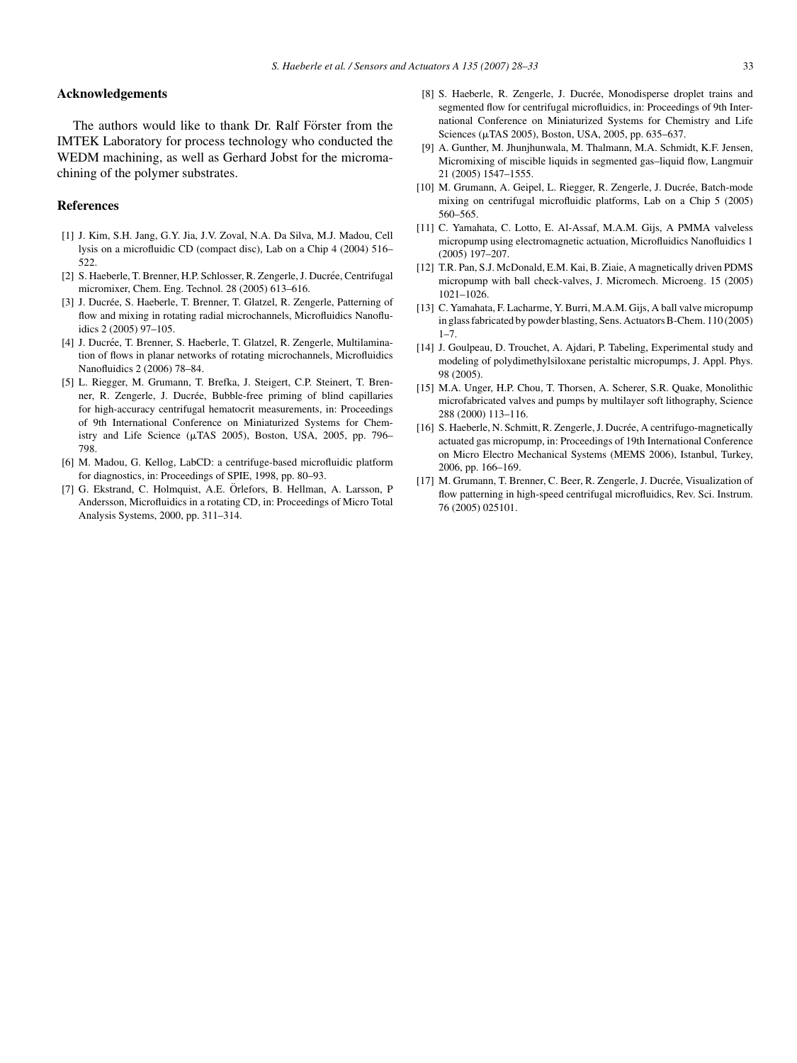## Acknowledgements

The authors would like to thank Dr. Ralf Förster from the IMTEK Laboratory for process technology who conducted the WEDM machining, as well as Gerhard Jobst for the micromachining of the polymer substrates.

## References

[1] J. Kim, S.H. Jang, G.Y. Jia, J.V. Zoval, N.A. Da Silva, M.J. Madou, Cell lysis on a microfluidic CD (compact disc), Lab on a Chip 4 (2004) 516–522.

[2] S. Haeberle, T. Brenner, H.P. Schlosser, R. Zengerle, J. Ducrée, Centrifugal micromixer, Chem. Eng. Technol. 28 (2005) 613–616.

[3] J. Ducrée, S. Haeberle, T. Brenner, T. Glatzel, R. Zengerle, Patterning of flow and mixing in rotating radial microchannels, Microfluidics Nanofluidics 2 (2005) 97–105.

[4] J. Ducrée, T. Brenner, S. Haeberle, T. Glatzel, R. Zengerle, Multilamination of flows in planar networks of rotating microchannels, Microfluidics Nanofluidics 2 (2006) 78–84.

[5] L. Riegger, M. Grumann, T. Brefka, J. Steigert, C.P. Steinert, T. Brenner, R. Zengerle, J. Ducrée, Bubble-free priming of blind capillaries for high-accuracy centrifugal hematocrit measurements, in: Proceedings of 9th International Conference on Miniaturized Systems for Chemistry and Life Science (μTAS 2005), Boston, USA, 2005, pp. 796–798.

[6] M. Madou, G. Kellog, LabCD: a centrifuge-based microfluidic platform for diagnostics, in: Proceedings of SPIE, 1998, pp. 80–93.

[7] G. Ekstrand, C. Holmquist, A.E. Örlefors, B. Hellman, A. Larsson, P Andersson, Microfluidics in a rotating CD, in: Proceedings of Micro Total Analysis Systems, 2000, pp. 311–314.

[8] S. Haeberle, R. Zengerle, J. Ducrée, Monodisperse droplet trains and segmented flow for centrifugal microfluidics, in: Proceedings of 9th International Conference on Miniaturized Systems for Chemistry and Life Sciences (μTAS 2005), Boston, USA, 2005, pp. 635–637.

[9] A. Gunther, M. Jhunjhunwala, M. Thalmann, M.A. Schmidt, K.F. Jensen, Micromixing of miscible liquids in segmented gas–liquid flow, Langmuir 21 (2005) 1547–1555.

[10] M. Grumann, A. Geipel, L. Riegger, R. Zengerle, J. Ducrée, Batch-mode mixing on centrifugal microfluidic platforms, Lab on a Chip 5 (2005) 560–565.

[11] C. Yamahata, C. Lotto, E. Al-Assaf, M.A.M. Gijs, A PMMA valveless micropump using electromagnetic actuation, Microfluidics Nanofluidics 1 (2005) 197–207.

[12] T.R. Pan, S.J. McDonald, E.M. Kai, B. Ziaie, A magnetically driven PDMS micropump with ball check-valves, J. Micromech. Microeng. 15 (2005) 1021–1026.

[13] C. Yamahata, F. Lacharme, Y. Burri, M.A.M. Gijs, A ball valve micropump in glass fabricated by powder blasting, Sens. Actuators B-Chem. 110 (2005) 1–7.

[14] J. Goulpeau, D. Trouchet, A. Ajdari, P. Tabeling, Experimental study and modeling of polydimethylsiloxane peristaltic micropumps, J. Appl. Phys. 98 (2005).

[15] M.A. Unger, H.P. Chou, T. Thorsen, A. Scherer, S.R. Quake, Monolithic microfabricated valves and pumps by multilayer soft lithography, Science 288 (2000) 113–116.

[16] S. Haeberle, N. Schmitt, R. Zengerle, J. Ducrée, A centrifugo-magnetically actuated gas micropump, in: Proceedings of 19th International Conference on Micro Electro Mechanical Systems (MEMS 2006), Istanbul, Turkey, 2006, pp. 166–169.

[17] M. Grumann, T. Brenner, C. Beer, R. Zengerle, J. Ducrée, Visualization of flow patterning in high-speed centrifugal microfluidics, Rev. Sci. Instrum. 76 (2005) 025101.